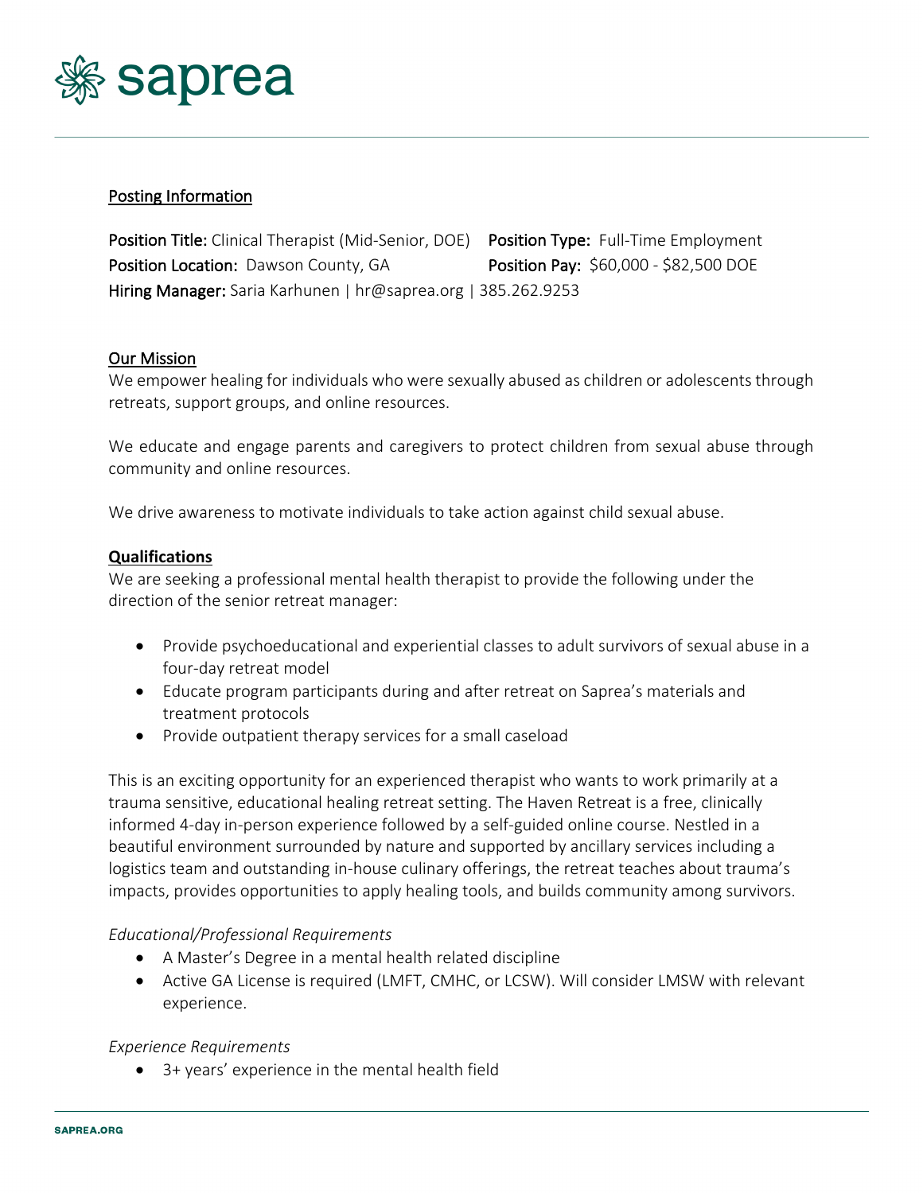saprea

## Posting Information

**Position Title:** Clinical Therapist (Mid-Senior, DOE) **Position Type:** Full-Time Employment
**Position Location:** Dawson County, GA **Position Pay:** $60,000 - $82,500 DOE
**Hiring Manager:** Saria Karhunen | hr@saprea.org | 385.262.9253

## Our Mission

We empower healing for individuals who were sexually abused as children or adolescents through retreats, support groups, and online resources.

We educate and engage parents and caregivers to protect children from sexual abuse through community and online resources.

We drive awareness to motivate individuals to take action against child sexual abuse.

## Qualifications

We are seeking a professional mental health therapist to provide the following under the direction of the senior retreat manager:

- Provide psychoeducational and experiential classes to adult survivors of sexual abuse in a four-day retreat model
- Educate program participants during and after retreat on Saprea's materials and treatment protocols
- Provide outpatient therapy services for a small caseload

This is an exciting opportunity for an experienced therapist who wants to work primarily at a trauma sensitive, educational healing retreat setting. The Haven Retreat is a free, clinically informed 4-day in-person experience followed by a self-guided online course. Nestled in a beautiful environment surrounded by nature and supported by ancillary services including a logistics team and outstanding in-house culinary offerings, the retreat teaches about trauma's impacts, provides opportunities to apply healing tools, and builds community among survivors.

*Educational/Professional Requirements*

- A Master's Degree in a mental health related discipline
- Active GA License is required (LMFT, CMHC, or LCSW). Will consider LMSW with relevant experience.

*Experience Requirements*

- 3+ years' experience in the mental health field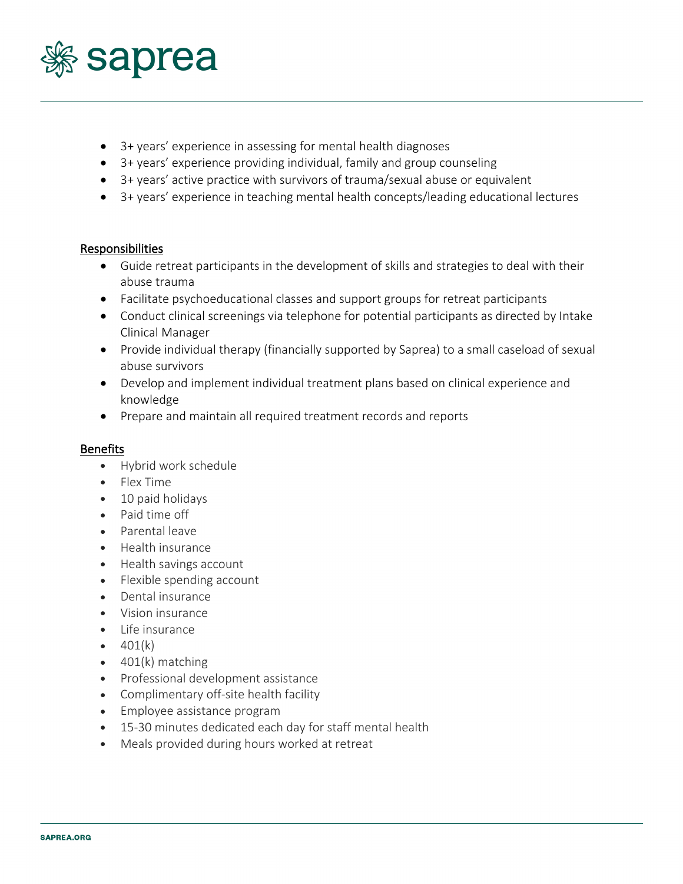- 3+ years' experience in assessing for mental health diagnoses
- 3+ years' experience providing individual, family and group counseling
- 3+ years' active practice with survivors of trauma/sexual abuse or equivalent
- 3+ years' experience in teaching mental health concepts/leading educational lectures

## Responsibilities

- Guide retreat participants in the development of skills and strategies to deal with their abuse trauma
- Facilitate psychoeducational classes and support groups for retreat participants
- Conduct clinical screenings via telephone for potential participants as directed by Intake Clinical Manager
- Provide individual therapy (financially supported by Saprea) to a small caseload of sexual abuse survivors
- Develop and implement individual treatment plans based on clinical experience and knowledge
- Prepare and maintain all required treatment records and reports

## Benefits

- Hybrid work schedule
- Flex Time
- 10 paid holidays
- Paid time off
- Parental leave
- Health insurance
- Health savings account
- Flexible spending account
- Dental insurance
- Vision insurance
- Life insurance
- 401(k)
- 401(k) matching
- Professional development assistance
- Complimentary off-site health facility
- Employee assistance program
- 15-30 minutes dedicated each day for staff mental health
- Meals provided during hours worked at retreat